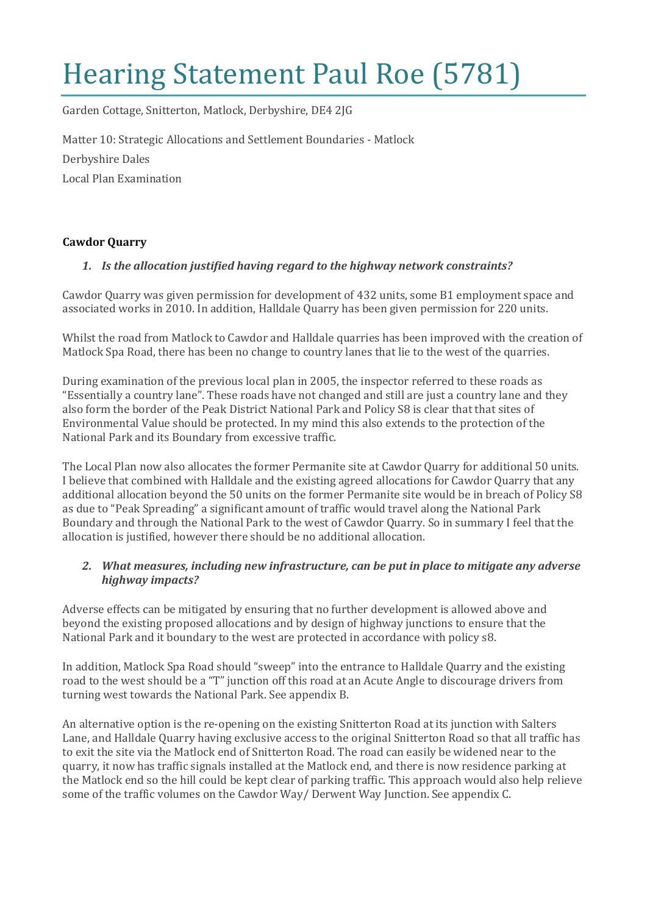# Hearing Statement Paul Roe (5781)

Garden Cottage, Snitterton, Matlock, Derbyshire, DE4 2JG

Matter 10: Strategic Allocations and Settlement Boundaries - Matlock

Derbyshire Dales

Local Plan Examination

**Cawdor Quarry**

1. ***Is the allocation justified having regard to the highway network constraints?***

Cawdor Quarry was given permission for development of 432 units, some B1 employment space and associated works in 2010. In addition, Halldale Quarry has been given permission for 220 units.

Whilst the road from Matlock to Cawdor and Halldale quarries has been improved with the creation of Matlock Spa Road, there has been no change to country lanes that lie to the west of the quarries.

During examination of the previous local plan in 2005, the inspector referred to these roads as "Essentially a country lane". These roads have not changed and still are just a country lane and they also form the border of the Peak District National Park and Policy S8 is clear that that sites of Environmental Value should be protected. In my mind this also extends to the protection of the National Park and its Boundary from excessive traffic.

The Local Plan now also allocates the former Permanite site at Cawdor Quarry for additional 50 units. I believe that combined with Halldale and the existing agreed allocations for Cawdor Quarry that any additional allocation beyond the 50 units on the former Permanite site would be in breach of Policy S8 as due to "Peak Spreading" a significant amount of traffic would travel along the National Park Boundary and through the National Park to the west of Cawdor Quarry. So in summary I feel that the allocation is justified, however there should be no additional allocation.

2. ***What measures, including new infrastructure, can be put in place to mitigate any adverse highway impacts?***

Adverse effects can be mitigated by ensuring that no further development is allowed above and beyond the existing proposed allocations and by design of highway junctions to ensure that the National Park and it boundary to the west are protected in accordance with policy s8.

In addition, Matlock Spa Road should "sweep" into the entrance to Halldale Quarry and the existing road to the west should be a "T" junction off this road at an Acute Angle to discourage drivers from turning west towards the National Park. See appendix B.

An alternative option is the re-opening on the existing Snitterton Road at its junction with Salters Lane, and Halldale Quarry having exclusive access to the original Snitterton Road so that all traffic has to exit the site via the Matlock end of Snitterton Road. The road can easily be widened near to the quarry, it now has traffic signals installed at the Matlock end, and there is now residence parking at the Matlock end so the hill could be kept clear of parking traffic. This approach would also help relieve some of the traffic volumes on the Cawdor Way/ Derwent Way Junction. See appendix C.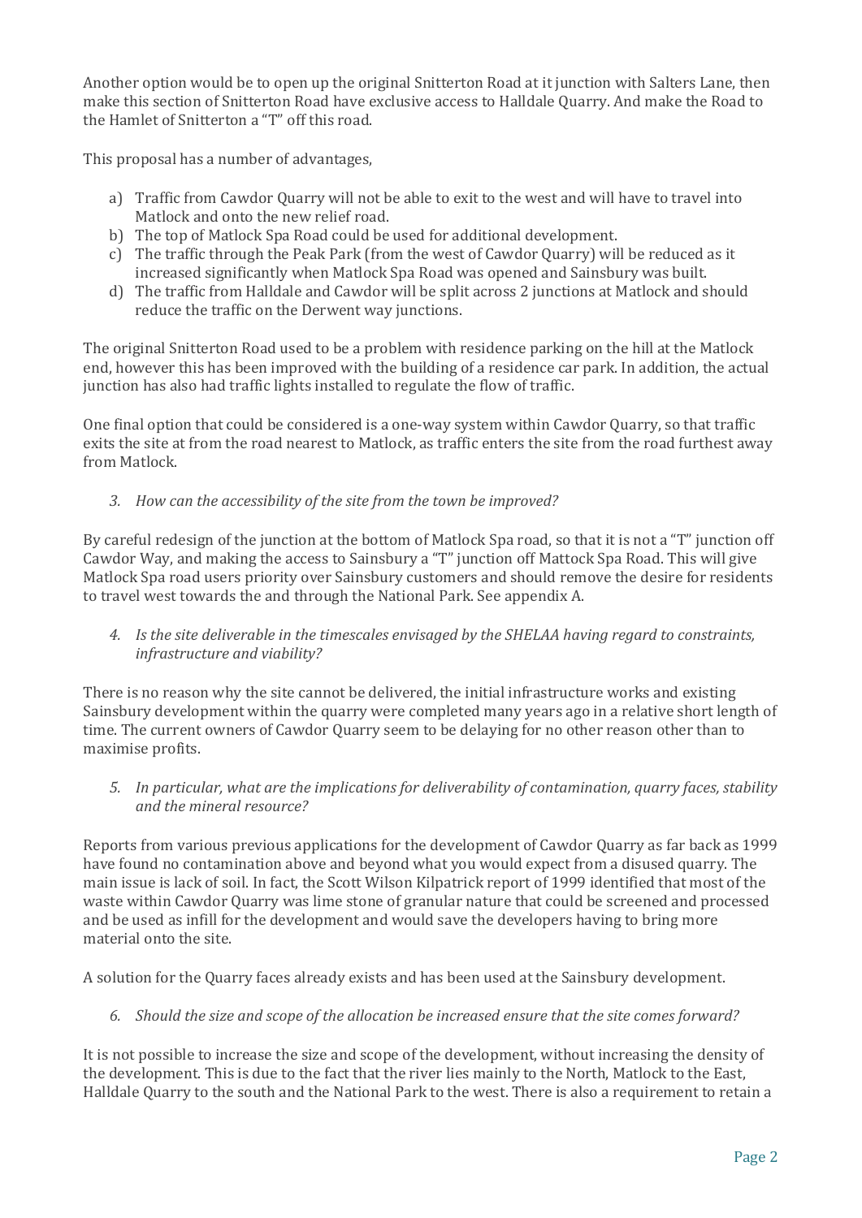Another option would be to open up the original Snitterton Road at it junction with Salters Lane, then make this section of Snitterton Road have exclusive access to Halldale Quarry. And make the Road to the Hamlet of Snitterton a "T" off this road.

This proposal has a number of advantages,

a) Traffic from Cawdor Quarry will not be able to exit to the west and will have to travel into Matlock and onto the new relief road.
b) The top of Matlock Spa Road could be used for additional development.
c) The traffic through the Peak Park (from the west of Cawdor Quarry) will be reduced as it increased significantly when Matlock Spa Road was opened and Sainsbury was built.
d) The traffic from Halldale and Cawdor will be split across 2 junctions at Matlock and should reduce the traffic on the Derwent way junctions.

The original Snitterton Road used to be a problem with residence parking on the hill at the Matlock end, however this has been improved with the building of a residence car park. In addition, the actual junction has also had traffic lights installed to regulate the flow of traffic.

One final option that could be considered is a one-way system within Cawdor Quarry, so that traffic exits the site at from the road nearest to Matlock, as traffic enters the site from the road furthest away from Matlock.

*3. How can the accessibility of the site from the town be improved?*

By careful redesign of the junction at the bottom of Matlock Spa road, so that it is not a "T" junction off Cawdor Way, and making the access to Sainsbury a "T" junction off Mattock Spa Road. This will give Matlock Spa road users priority over Sainsbury customers and should remove the desire for residents to travel west towards the and through the National Park. See appendix A.

*4. Is the site deliverable in the timescales envisaged by the SHELAA having regard to constraints, infrastructure and viability?*

There is no reason why the site cannot be delivered, the initial infrastructure works and existing Sainsbury development within the quarry were completed many years ago in a relative short length of time. The current owners of Cawdor Quarry seem to be delaying for no other reason other than to maximise profits.

*5. In particular, what are the implications for deliverability of contamination, quarry faces, stability and the mineral resource?*

Reports from various previous applications for the development of Cawdor Quarry as far back as 1999 have found no contamination above and beyond what you would expect from a disused quarry. The main issue is lack of soil. In fact, the Scott Wilson Kilpatrick report of 1999 identified that most of the waste within Cawdor Quarry was lime stone of granular nature that could be screened and processed and be used as infill for the development and would save the developers having to bring more material onto the site.

A solution for the Quarry faces already exists and has been used at the Sainsbury development.

*6. Should the size and scope of the allocation be increased ensure that the site comes forward?*

It is not possible to increase the size and scope of the development, without increasing the density of the development. This is due to the fact that the river lies mainly to the North, Matlock to the East, Halldale Quarry to the south and the National Park to the west. There is also a requirement to retain a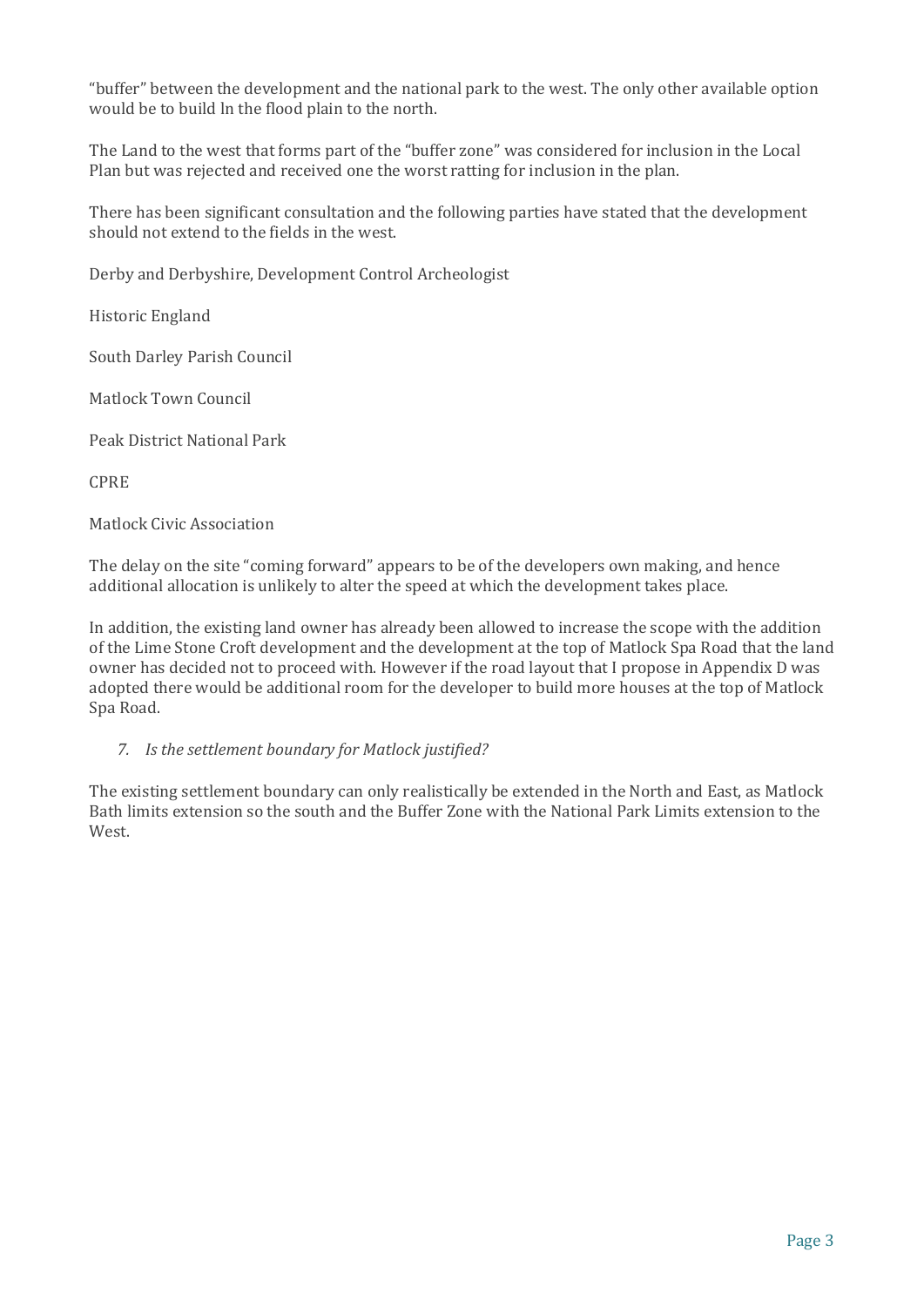"buffer" between the development and the national park to the west. The only other available option would be to build ln the flood plain to the north.

The Land to the west that forms part of the "buffer zone" was considered for inclusion in the Local Plan but was rejected and received one the worst ratting for inclusion in the plan.

There has been significant consultation and the following parties have stated that the development should not extend to the fields in the west.

Derby and Derbyshire, Development Control Archeologist

Historic England

South Darley Parish Council

Matlock Town Council

Peak District National Park

CPRE

Matlock Civic Association

The delay on the site "coming forward" appears to be of the developers own making, and hence additional allocation is unlikely to alter the speed at which the development takes place.

In addition, the existing land owner has already been allowed to increase the scope with the addition of the Lime Stone Croft development and the development at the top of Matlock Spa Road that the land owner has decided not to proceed with. However if the road layout that I propose in Appendix D was adopted there would be additional room for the developer to build more houses at the top of Matlock Spa Road.

*7. Is the settlement boundary for Matlock justified?*

The existing settlement boundary can only realistically be extended in the North and East, as Matlock Bath limits extension so the south and the Buffer Zone with the National Park Limits extension to the West.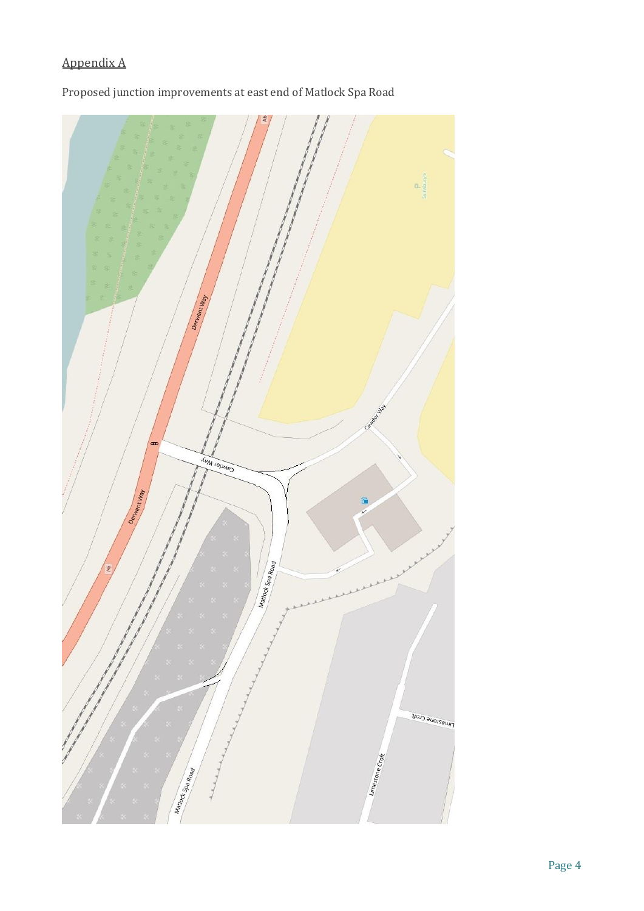Appendix A

Proposed junction improvements at east end of Matlock Spa Road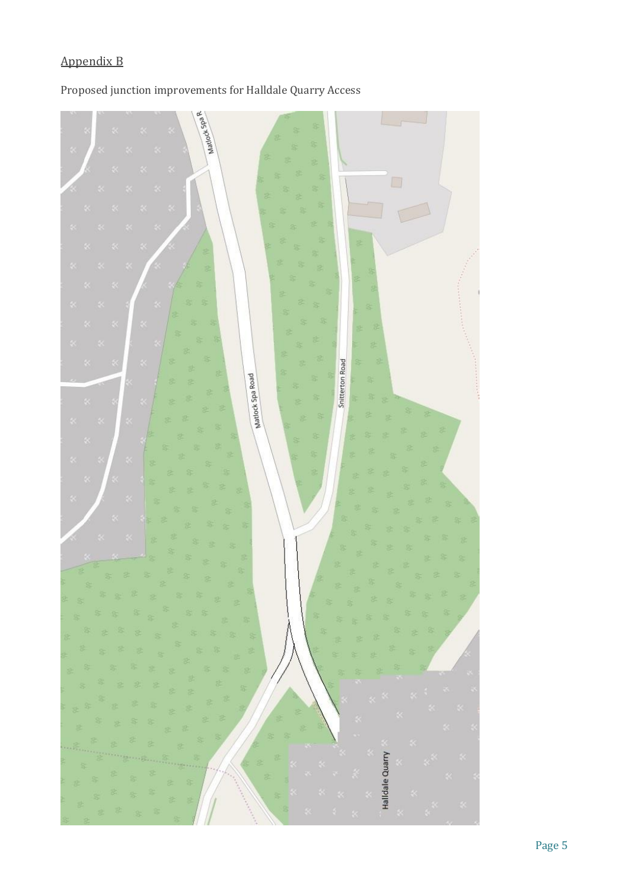Appendix B

Proposed junction improvements for Halldale Quarry Access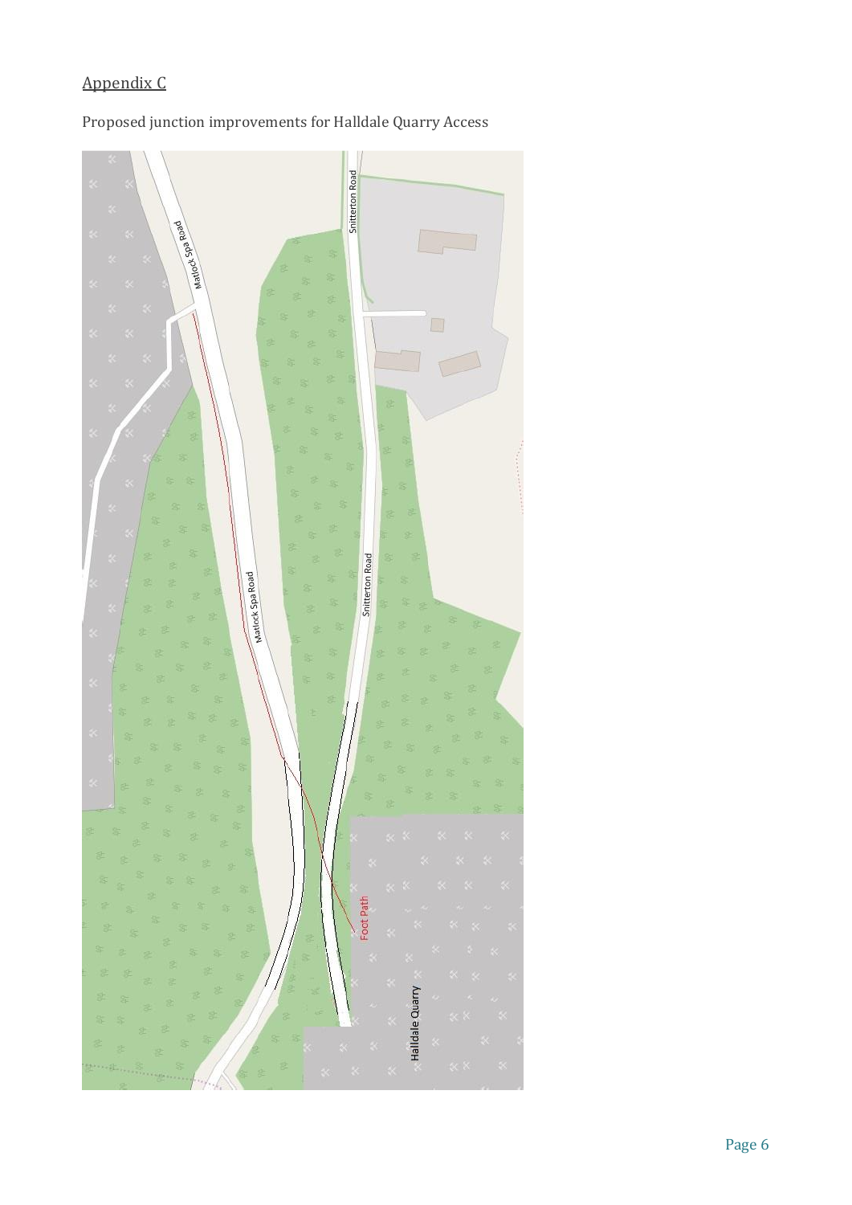## Appendix C

Proposed junction improvements for Halldale Quarry Access

Matlock Spa Road

Snitterton Road

Matlock Spa Road

Snitterton Road

Foot Path

Halldale Quarry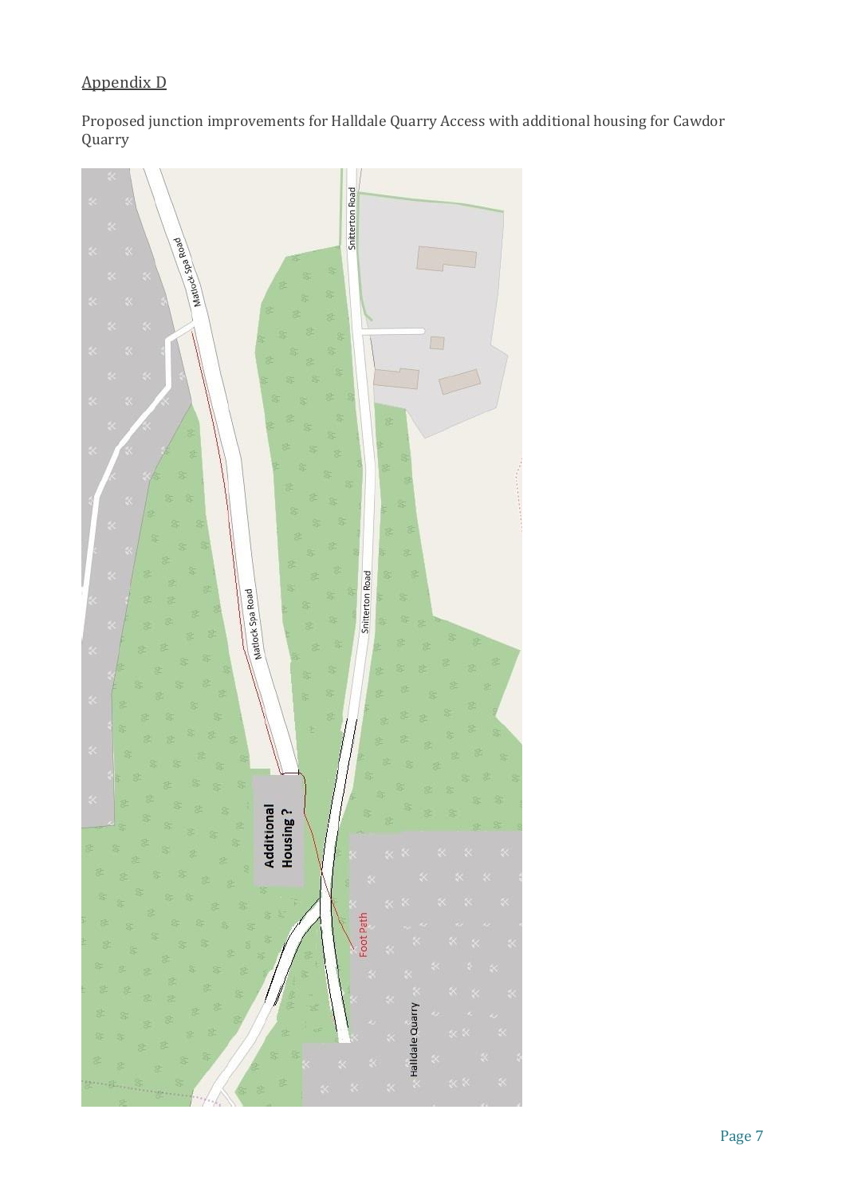Appendix D

Proposed junction improvements for Halldale Quarry Access with additional housing for Cawdor Quarry

Matlock Spa Road

Snitterton Road

Matlock Spa Road

Snitterton Road

Additional Housing ?

Foot Path

Halldale Quarry